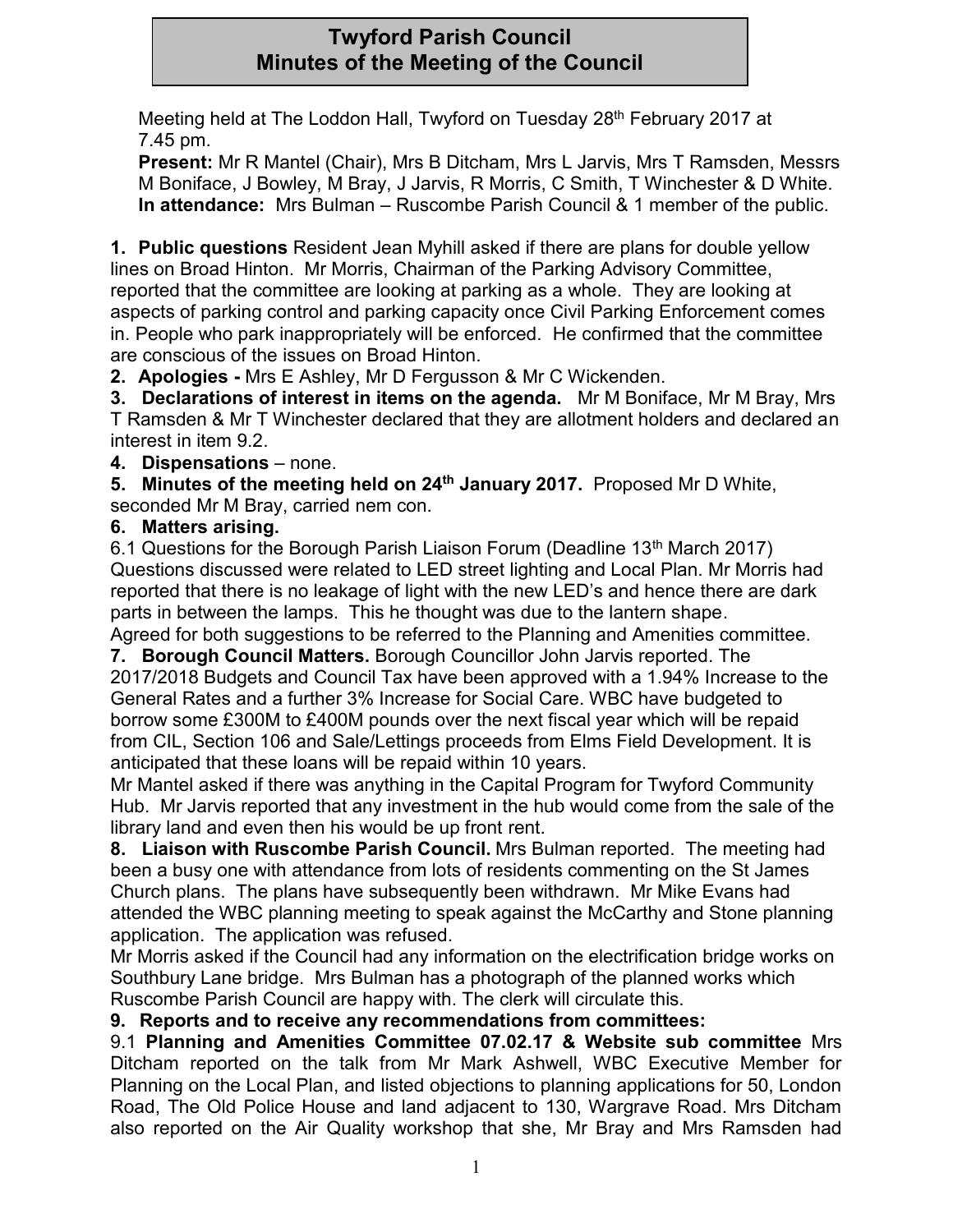# Twyford Parish Council
## Minutes of the Meeting of the Council

Meeting held at The Loddon Hall, Twyford on Tuesday 28th February 2017 at 7.45 pm.

**Present:** Mr R Mantel (Chair), Mrs B Ditcham, Mrs L Jarvis, Mrs T Ramsden, Messrs M Boniface, J Bowley, M Bray, J Jarvis, R Morris, C Smith, T Winchester & D White.

**In attendance:** Mrs Bulman – Ruscombe Parish Council & 1 member of the public.

**1. Public questions** Resident Jean Myhill asked if there are plans for double yellow lines on Broad Hinton. Mr Morris, Chairman of the Parking Advisory Committee, reported that the committee are looking at parking as a whole. They are looking at aspects of parking control and parking capacity once Civil Parking Enforcement comes in. People who park inappropriately will be enforced. He confirmed that the committee are conscious of the issues on Broad Hinton.

**2. Apologies -** Mrs E Ashley, Mr D Fergusson & Mr C Wickenden.

**3. Declarations of interest in items on the agenda.** Mr M Boniface, Mr M Bray, Mrs T Ramsden & Mr T Winchester declared that they are allotment holders and declared an interest in item 9.2.

**4. Dispensations** – none.

**5. Minutes of the meeting held on 24th January 2017.** Proposed Mr D White, seconded Mr M Bray, carried nem con.

**6. Matters arising.**

6.1 Questions for the Borough Parish Liaison Forum (Deadline 13th March 2017) Questions discussed were related to LED street lighting and Local Plan. Mr Morris had reported that there is no leakage of light with the new LED's and hence there are dark parts in between the lamps. This he thought was due to the lantern shape.

Agreed for both suggestions to be referred to the Planning and Amenities committee.

**7. Borough Council Matters.** Borough Councillor John Jarvis reported. The 2017/2018 Budgets and Council Tax have been approved with a 1.94% Increase to the General Rates and a further 3% Increase for Social Care. WBC have budgeted to borrow some £300M to £400M pounds over the next fiscal year which will be repaid from CIL, Section 106 and Sale/Lettings proceeds from Elms Field Development. It is anticipated that these loans will be repaid within 10 years.

Mr Mantel asked if there was anything in the Capital Program for Twyford Community Hub. Mr Jarvis reported that any investment in the hub would come from the sale of the library land and even then his would be up front rent.

**8. Liaison with Ruscombe Parish Council.** Mrs Bulman reported. The meeting had been a busy one with attendance from lots of residents commenting on the St James Church plans. The plans have subsequently been withdrawn. Mr Mike Evans had attended the WBC planning meeting to speak against the McCarthy and Stone planning application. The application was refused.

Mr Morris asked if the Council had any information on the electrification bridge works on Southbury Lane bridge. Mrs Bulman has a photograph of the planned works which Ruscombe Parish Council are happy with. The clerk will circulate this.

**9. Reports and to receive any recommendations from committees:**

9.1 **Planning and Amenities Committee 07.02.17 & Website sub committee** Mrs Ditcham reported on the talk from Mr Mark Ashwell, WBC Executive Member for Planning on the Local Plan, and listed objections to planning applications for 50, London Road, The Old Police House and land adjacent to 130, Wargrave Road. Mrs Ditcham also reported on the Air Quality workshop that she, Mr Bray and Mrs Ramsden had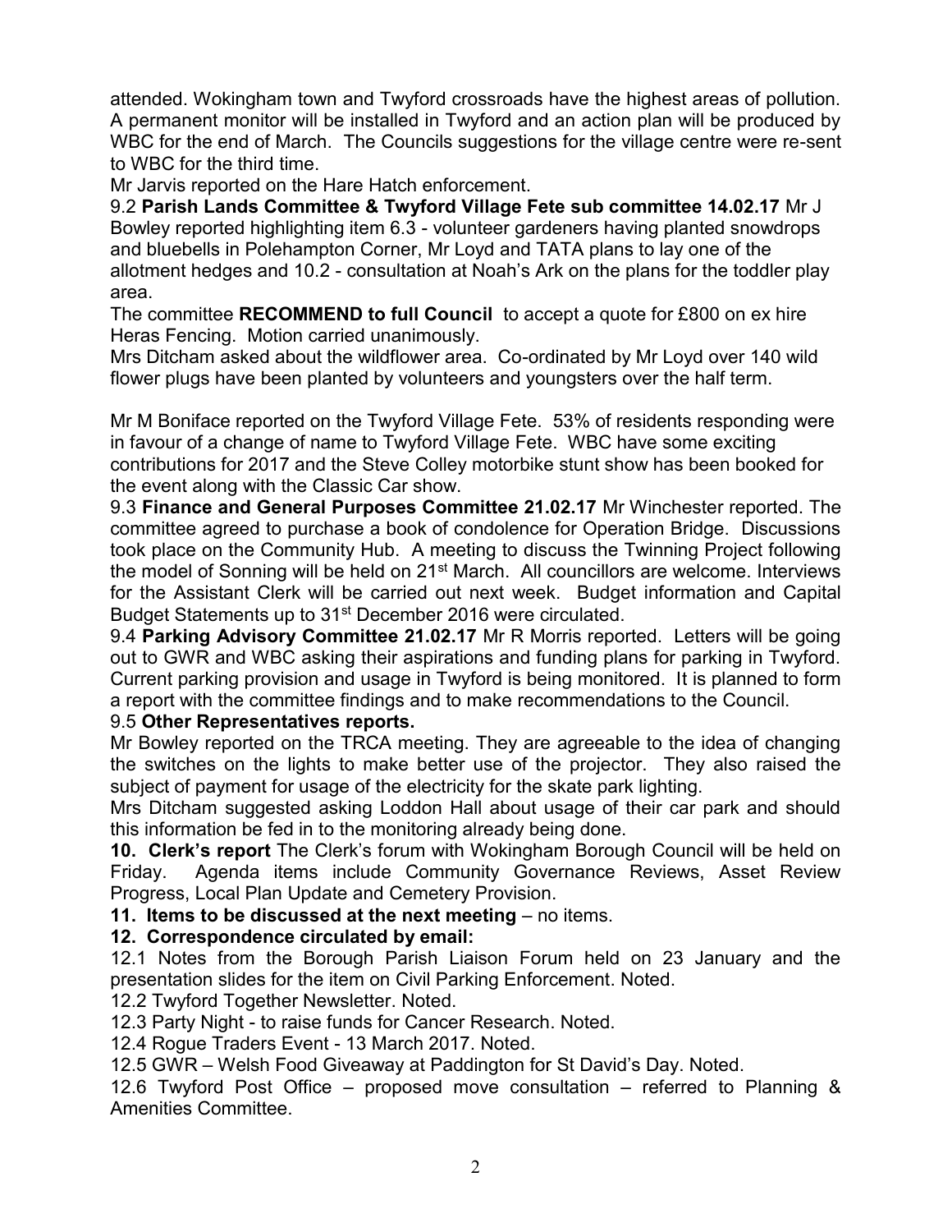attended. Wokingham town and Twyford crossroads have the highest areas of pollution. A permanent monitor will be installed in Twyford and an action plan will be produced by WBC for the end of March. The Councils suggestions for the village centre were re-sent to WBC for the third time.

Mr Jarvis reported on the Hare Hatch enforcement.

9.2 **Parish Lands Committee & Twyford Village Fete sub committee 14.02.17** Mr J Bowley reported highlighting item 6.3 - volunteer gardeners having planted snowdrops and bluebells in Polehampton Corner, Mr Loyd and TATA plans to lay one of the allotment hedges and 10.2 - consultation at Noah's Ark on the plans for the toddler play area.

The committee **RECOMMEND to full Council** to accept a quote for £800 on ex hire Heras Fencing. Motion carried unanimously.

Mrs Ditcham asked about the wildflower area. Co-ordinated by Mr Loyd over 140 wild flower plugs have been planted by volunteers and youngsters over the half term.

Mr M Boniface reported on the Twyford Village Fete. 53% of residents responding were in favour of a change of name to Twyford Village Fete. WBC have some exciting contributions for 2017 and the Steve Colley motorbike stunt show has been booked for the event along with the Classic Car show.

9.3 **Finance and General Purposes Committee 21.02.17** Mr Winchester reported. The committee agreed to purchase a book of condolence for Operation Bridge. Discussions took place on the Community Hub. A meeting to discuss the Twinning Project following the model of Sonning will be held on 21st March. All councillors are welcome. Interviews for the Assistant Clerk will be carried out next week. Budget information and Capital Budget Statements up to 31st December 2016 were circulated.

9.4 **Parking Advisory Committee 21.02.17** Mr R Morris reported. Letters will be going out to GWR and WBC asking their aspirations and funding plans for parking in Twyford. Current parking provision and usage in Twyford is being monitored. It is planned to form a report with the committee findings and to make recommendations to the Council.

9.5 **Other Representatives reports.**

Mr Bowley reported on the TRCA meeting. They are agreeable to the idea of changing the switches on the lights to make better use of the projector. They also raised the subject of payment for usage of the electricity for the skate park lighting.

Mrs Ditcham suggested asking Loddon Hall about usage of their car park and should this information be fed in to the monitoring already being done.

**10. Clerk's report** The Clerk's forum with Wokingham Borough Council will be held on Friday. Agenda items include Community Governance Reviews, Asset Review Progress, Local Plan Update and Cemetery Provision.

**11. Items to be discussed at the next meeting** – no items.

**12. Correspondence circulated by email:**

12.1 Notes from the Borough Parish Liaison Forum held on 23 January and the presentation slides for the item on Civil Parking Enforcement. Noted.

12.2 Twyford Together Newsletter. Noted.

12.3 Party Night - to raise funds for Cancer Research. Noted.

12.4 Rogue Traders Event - 13 March 2017. Noted.

12.5 GWR – Welsh Food Giveaway at Paddington for St David's Day. Noted.

12.6 Twyford Post Office – proposed move consultation – referred to Planning & Amenities Committee.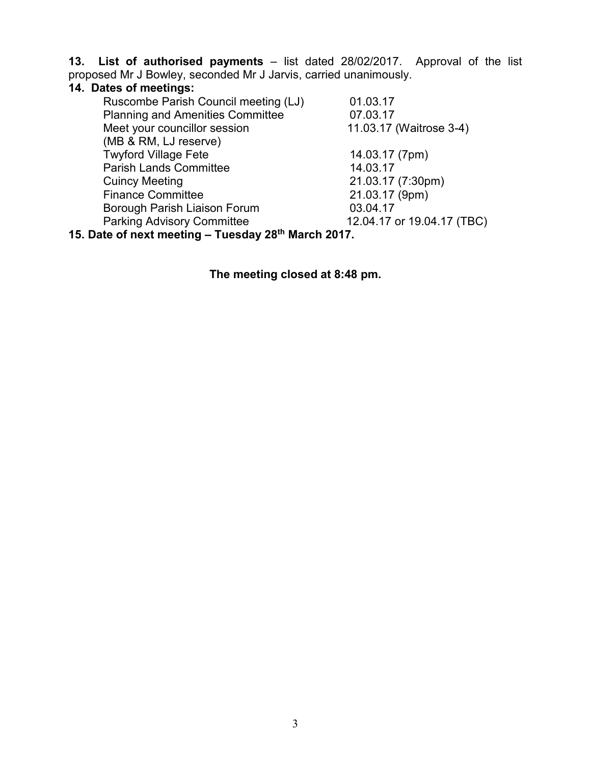**13. List of authorised payments** – list dated 28/02/2017. Approval of the list proposed Mr J Bowley, seconded Mr J Jarvis, carried unanimously.

**14. Dates of meetings:**

| | |
|---|---|
| Ruscombe Parish Council meeting (LJ) | 01.03.17 |
| Planning and Amenities Committee | 07.03.17 |
| Meet your councillor session (MB & RM, LJ reserve) | 11.03.17 (Waitrose 3-4) |
| Twyford Village Fete | 14.03.17 (7pm) |
| Parish Lands Committee | 14.03.17 |
| Cuincy Meeting | 21.03.17 (7:30pm) |
| Finance Committee | 21.03.17 (9pm) |
| Borough Parish Liaison Forum | 03.04.17 |
| Parking Advisory Committee | 12.04.17 or 19.04.17 (TBC) |

**15. Date of next meeting – Tuesday 28th March 2017.**

**The meeting closed at 8:48 pm.**